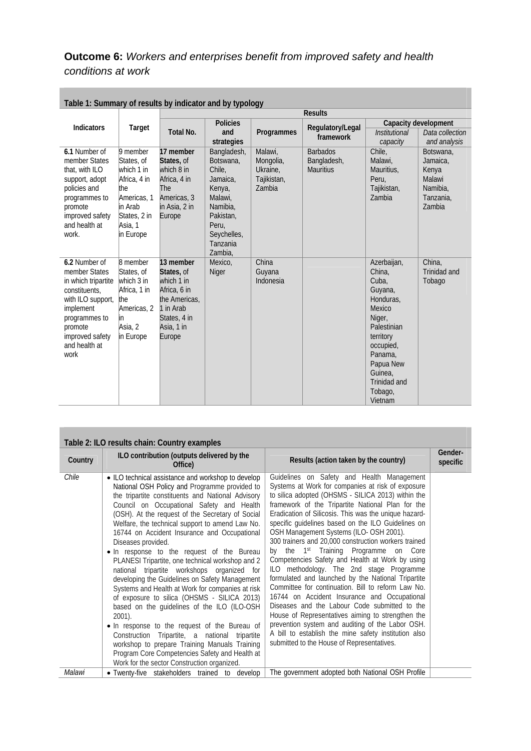## **Outcome 6:** *Workers and enterprises benefit from improved safety and health conditions at work*

**Table 1: Summary of results by indicator and by typology**

| Indicators | Target | Results | | | | | |
|---|---|---|---|---|---|---|---|
| | | Total No. | Policies and strategies | Programmes | Regulatory/Legal framework | Capacity development | |
| | | | | | | *Institutional capacity* | *Data collection and analysis* |
| **6.1** Number of member States that, with ILO support, adopt policies and programmes to promote improved safety and health at work. | 9 member States, of which 1 in Africa, 4 in the Americas, 1 in Arab States, 2 in Asia, 1 in Europe | **17 member States,** of which 8 in Africa, 4 in The Americas, 3 in Asia, 2 in Europe | Bangladesh, Botswana, Chile, Jamaica, Kenya, Malawi, Namibia, Pakistan, Peru, Seychelles, Tanzania Zambia, | Malawi, Mongolia, Ukraine, Tajikistan, Zambia | Barbados Bangladesh, Mauritius | Chile, Malawi, Mauritius, Peru, Tajikistan, Zambia | Botswana, Jamaica, Kenya Malawi Namibia, Tanzania, Zambia |
| **6.2** Number of member States in which tripartite constituents, with ILO support, implement programmes to promote improved safety and health at work | 8 member States, of which 3 in Africa, 1 in the Americas, 2 in Asia, 2 in Europe | **13 member States,** of which 1 in Africa, 6 in the Americas, 1 in Arab States, 4 in Asia, 1 in Europe | Mexico, Niger | China Guyana Indonesia | | Azerbaijan, China, Cuba, Guyana, Honduras, Mexico Niger, Palestinian territory occupied, Panama, Papua New Guinea, Trinidad and Tobago, Vietnam | China, Trinidad and Tobago |

**Table 2: ILO results chain: Country examples**

| Country | ILO contribution (outputs delivered by the Office) | Results (action taken by the country) | Gender-specific |
|---|---|---|---|
| *Chile* | • ILO technical assistance and workshop to develop National OSH Policy and Programme provided to the tripartite constituents and National Advisory Council on Occupational Safety and Health (OSH). At the request of the Secretary of Social Welfare, the technical support to amend Law No. 16744 on Accident Insurance and Occupational Diseases provided.<br>• In response to the request of the Bureau PLANESI Tripartite, one technical workshop and 2 national tripartite workshops organized for developing the Guidelines on Safety Management Systems and Health at Work for companies at risk of exposure to silica (OHSMS - SILICA 2013) based on the guidelines of the ILO (ILO-OSH 2001).<br>• In response to the request of the Bureau of Construction Tripartite, a national tripartite workshop to prepare Training Manuals Training Program Core Competencies Safety and Health at Work for the sector Construction organized. | Guidelines on Safety and Health Management Systems at Work for companies at risk of exposure to silica adopted (OHSMS - SILICA 2013) within the framework of the Tripartite National Plan for the Eradication of Silicosis. This was the unique hazard-specific guidelines based on the ILO Guidelines on OSH Management Systems (ILO- OSH 2001).<br>300 trainers and 20,000 construction workers trained by the 1st Training Programme on Core Competencies Safety and Health at Work by using ILO methodology. The 2nd stage Programme formulated and launched by the National Tripartite Committee for continuation. Bill to reform Law No. 16744 on Accident Insurance and Occupational Diseases and the Labour Code submitted to the House of Representatives aiming to strengthen the prevention system and auditing of the Labor OSH. A bill to establish the mine safety institution also submitted to the House of Representatives. | |
| *Malawi* | • Twenty-five stakeholders trained to develop | The government adopted both National OSH Profile | |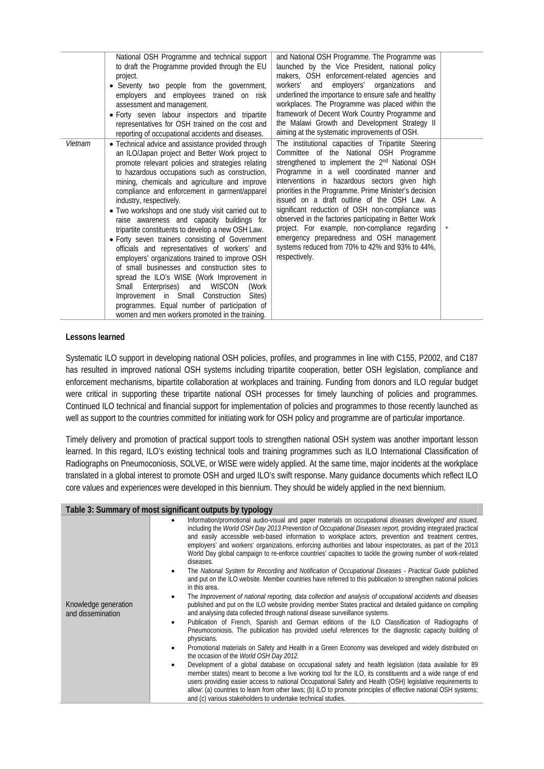| | | | |
|---|---|---|---|
| | National OSH Programme and technical support to draft the Programme provided through the EU project.<br>• Seventy two people from the government, employers and employees trained on risk assessment and management.<br>• Forty seven labour inspectors and tripartite representatives for OSH trained on the cost and reporting of occupational accidents and diseases. | and National OSH Programme. The Programme was launched by the Vice President, national policy makers, OSH enforcement-related agencies and workers' and employers' organizations and underlined the importance to ensure safe and healthy workplaces. The Programme was placed within the framework of Decent Work Country Programme and the Malawi Growth and Development Strategy II aiming at the systematic improvements of OSH. | |
| *Vietnam* | • Technical advice and assistance provided through an ILO/Japan project and Better Work project to promote relevant policies and strategies relating to hazardous occupations such as construction, mining, chemicals and agriculture and improve compliance and enforcement in garment/apparel industry, respectively.<br>• Two workshops and one study visit carried out to raise awareness and capacity buildings for tripartite constituents to develop a new OSH Law.<br>• Forty seven trainers consisting of Government officials and representatives of workers' and employers' organizations trained to improve OSH of small businesses and construction sites to spread the ILO's WISE (Work Improvement in Small Enterprises) and WISCON (Work Improvement in Small Construction Sites) programmes. Equal number of participation of women and men workers promoted in the training. | The institutional capacities of Tripartite Steering Committee of the National OSH Programme strengthened to implement the 2nd National OSH Programme in a well coordinated manner and interventions in hazardous sectors given high priorities in the Programme. Prime Minister's decision issued on a draft outline of the OSH Law. A significant reduction of OSH non-compliance was observed in the factories participating in Better Work project. For example, non-compliance regarding emergency preparedness and OSH management systems reduced from 70% to 42% and 93% to 44%, respectively. | * |

**Lessons learned**

Systematic ILO support in developing national OSH policies, profiles, and programmes in line with C155, P2002, and C187 has resulted in improved national OSH systems including tripartite cooperation, better OSH legislation, compliance and enforcement mechanisms, bipartite collaboration at workplaces and training. Funding from donors and ILO regular budget were critical in supporting these tripartite national OSH processes for timely launching of policies and programmes. Continued ILO technical and financial support for implementation of policies and programmes to those recently launched as well as support to the countries committed for initiating work for OSH policy and programme are of particular importance.

Timely delivery and promotion of practical support tools to strengthen national OSH system was another important lesson learned. In this regard, ILO's existing technical tools and training programmes such as ILO International Classification of Radiographs on Pneumoconiosis, SOLVE, or WISE were widely applied. At the same time, major incidents at the workplace translated in a global interest to promote OSH and urged ILO's swift response. Many guidance documents which reflect ILO core values and experiences were developed in this biennium. They should be widely applied in the next biennium.

| Table 3: Summary of most significant outputs by typology | |
|---|---|
| Knowledge generation and dissemination | • Information/promotional audio-visual and paper materials on occupational *diseases developed and issued,* including the *World OSH Day 2013 Prevention of Occupational Diseases report,* providing integrated practical and easily accessible web-based information to workplace actors, prevention and treatment centres, employers' and workers' organizations, enforcing authorities and labour inspectorates, as part of the 2013 World Day global campaign to re-enforce countries' capacities to tackle the growing number of work-related diseases.<br>• The *National System for Recording and Notification of Occupational Diseases - Practical Guide* published and put on the ILO website. Member countries have referred to this publication to strengthen national policies in this area.<br>• The *Improvement of national reporting, data collection and analysis of occupational accidents and diseases* published and put on the ILO website providing member States practical and detailed guidance on compiling and analysing data collected through national disease surveillance systems.<br>• Publication of French, Spanish and German editions of the ILO Classification of Radiographs of Pneumoconiosis. The publication has provided useful references for the diagnostic capacity building of physicians.<br>• Promotional materials on Safety and Health in a Green Economy was developed and widely distributed on the occasion of the *World OSH Day 2012.*<br>• Development of a global database on occupational safety and health legislation (data available for 89 member states) meant to become a live working tool for the ILO, its constituents and a wide range of end users providing easier access to national Occupational Safety and Health (OSH) legislative requirements to allow: (a) countries to learn from other laws; (b) ILO to promote principles of effective national OSH systems; and (c) various stakeholders to undertake technical studies. |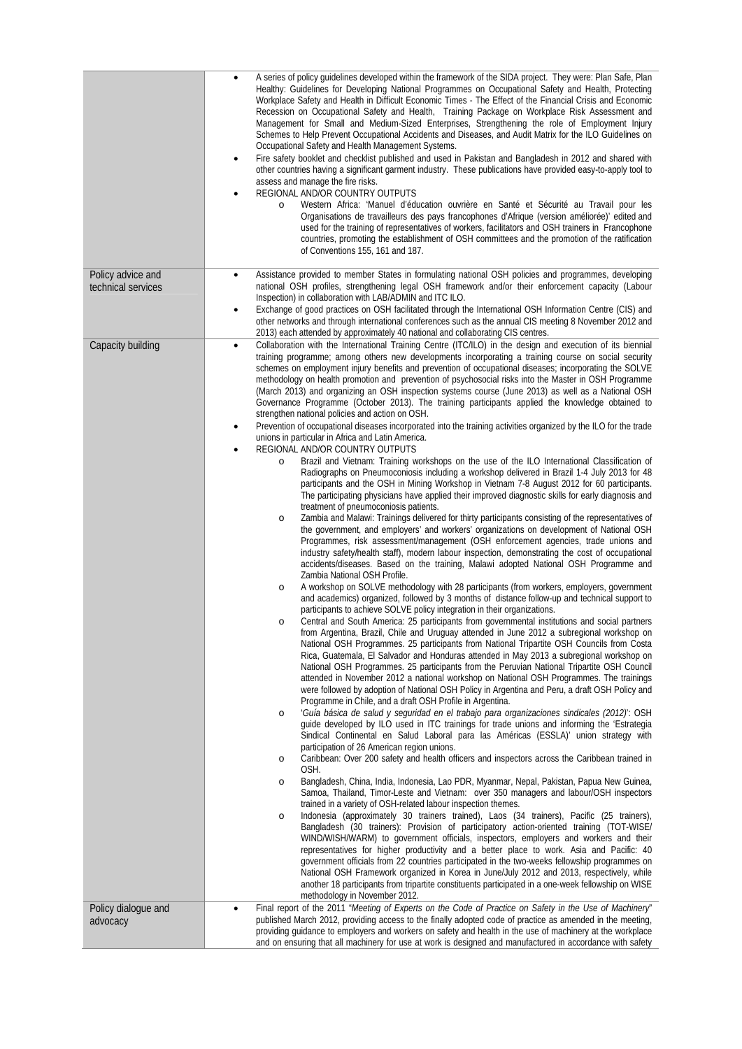| | |
|---|---|
| | • A series of policy guidelines developed within the framework of the SIDA project. They were: Plan Safe, Plan Healthy: Guidelines for Developing National Programmes on Occupational Safety and Health, Protecting Workplace Safety and Health in Difficult Economic Times - The Effect of the Financial Crisis and Economic Recession on Occupational Safety and Health, Training Package on Workplace Risk Assessment and Management for Small and Medium-Sized Enterprises, Strengthening the role of Employment Injury Schemes to Help Prevent Occupational Accidents and Diseases, and Audit Matrix for the ILO Guidelines on Occupational Safety and Health Management Systems.<br>• Fire safety booklet and checklist published and used in Pakistan and Bangladesh in 2012 and shared with other countries having a significant garment industry. These publications have provided easy-to-apply tool to assess and manage the fire risks.<br>• REGIONAL AND/OR COUNTRY OUTPUTS<br>&nbsp;&nbsp;&nbsp;&nbsp;o Western Africa: 'Manuel d'éducation ouvrière en Santé et Sécurité au Travail pour les Organisations de travailleurs des pays francophones d'Afrique (version améliorée)' edited and used for the training of representatives of workers, facilitators and OSH trainers in Francophone countries, promoting the establishment of OSH committees and the promotion of the ratification of Conventions 155, 161 and 187. |
| Policy advice and technical services | • Assistance provided to member States in formulating national OSH policies and programmes, developing national OSH profiles, strengthening legal OSH framework and/or their enforcement capacity (Labour Inspection) in collaboration with LAB/ADMIN and ITC ILO.<br>• Exchange of good practices on OSH facilitated through the International OSH Information Centre (CIS) and other networks and through international conferences such as the annual CIS meeting 8 November 2012 and 2013) each attended by approximately 40 national and collaborating CIS centres. |
| Capacity building | • Collaboration with the International Training Centre (ITC/ILO) in the design and execution of its biennial training programme; among others new developments incorporating a training course on social security schemes on employment injury benefits and prevention of occupational diseases; incorporating the SOLVE methodology on health promotion and prevention of psychosocial risks into the Master in OSH Programme (March 2013) and organizing an OSH inspection systems course (June 2013) as well as a National OSH Governance Programme (October 2013). The training participants applied the knowledge obtained to strengthen national policies and action on OSH.<br>• Prevention of occupational diseases incorporated into the training activities organized by the ILO for the trade unions in particular in Africa and Latin America.<br>• REGIONAL AND/OR COUNTRY OUTPUTS<br>&nbsp;&nbsp;&nbsp;&nbsp;o Brazil and Vietnam: Training workshops on the use of the ILO International Classification of Radiographs on Pneumoconiosis including a workshop delivered in Brazil 1-4 July 2013 for 48 participants and the OSH in Mining Workshop in Vietnam 7-8 August 2012 for 60 participants. The participating physicians have applied their improved diagnostic skills for early diagnosis and treatment of pneumoconiosis patients.<br>&nbsp;&nbsp;&nbsp;&nbsp;o Zambia and Malawi: Trainings delivered for thirty participants consisting of the representatives of the government, and employers' and workers' organizations on development of National OSH Programmes, risk assessment/management (OSH enforcement agencies, trade unions and industry safety/health staff), modern labour inspection, demonstrating the cost of occupational accidents/diseases. Based on the training, Malawi adopted National OSH Programme and Zambia National OSH Profile.<br>&nbsp;&nbsp;&nbsp;&nbsp;o A workshop on SOLVE methodology with 28 participants (from workers, employers, government and academics) organized, followed by 3 months of distance follow-up and technical support to participants to achieve SOLVE policy integration in their organizations.<br>&nbsp;&nbsp;&nbsp;&nbsp;o Central and South America: 25 participants from governmental institutions and social partners from Argentina, Brazil, Chile and Uruguay attended in June 2012 a subregional workshop on National OSH Programmes. 25 participants from National Tripartite OSH Councils from Costa Rica, Guatemala, El Salvador and Honduras attended in May 2013 a subregional workshop on National OSH Programmes. 25 participants from the Peruvian National Tripartite OSH Council attended in November 2012 a national workshop on National OSH Programmes. The trainings were followed by adoption of National OSH Policy in Argentina and Peru, a draft OSH Policy and Programme in Chile, and a draft OSH Profile in Argentina.<br>&nbsp;&nbsp;&nbsp;&nbsp;o '*Guía básica de salud y seguridad en el trabajo para organizaciones sindicales (2012)*': OSH guide developed by ILO used in ITC trainings for trade unions and informing the 'Estrategia Sindical Continental en Salud Laboral para las Américas (ESSLA)' union strategy with participation of 26 American region unions.<br>&nbsp;&nbsp;&nbsp;&nbsp;o Caribbean: Over 200 safety and health officers and inspectors across the Caribbean trained in OSH.<br>&nbsp;&nbsp;&nbsp;&nbsp;o Bangladesh, China, India, Indonesia, Lao PDR, Myanmar, Nepal, Pakistan, Papua New Guinea, Samoa, Thailand, Timor-Leste and Vietnam: over 350 managers and labour/OSH inspectors trained in a variety of OSH-related labour inspection themes.<br>&nbsp;&nbsp;&nbsp;&nbsp;o Indonesia (approximately 30 trainers trained), Laos (34 trainers), Pacific (25 trainers), Bangladesh (30 trainers): Provision of participatory action-oriented training (TOT-WISE/ WIND/WISH/WARM) to government officials, inspectors, employers and workers and their representatives for higher productivity and a better place to work. Asia and Pacific: 40 government officials from 22 countries participated in the two-weeks fellowship programmes on National OSH Framework organized in Korea in June/July 2012 and 2013, respectively, while another 18 participants from tripartite constituents participated in a one-week fellowship on WISE methodology in November 2012. |
| Policy dialogue and advocacy | • Final report of the 2011 "*Meeting of Experts on the Code of Practice on Safety in the Use of Machinery*" published March 2012, providing access to the finally adopted code of practice as amended in the meeting, providing guidance to employers and workers on safety and health in the use of machinery at the workplace and on ensuring that all machinery for use at work is designed and manufactured in accordance with safety |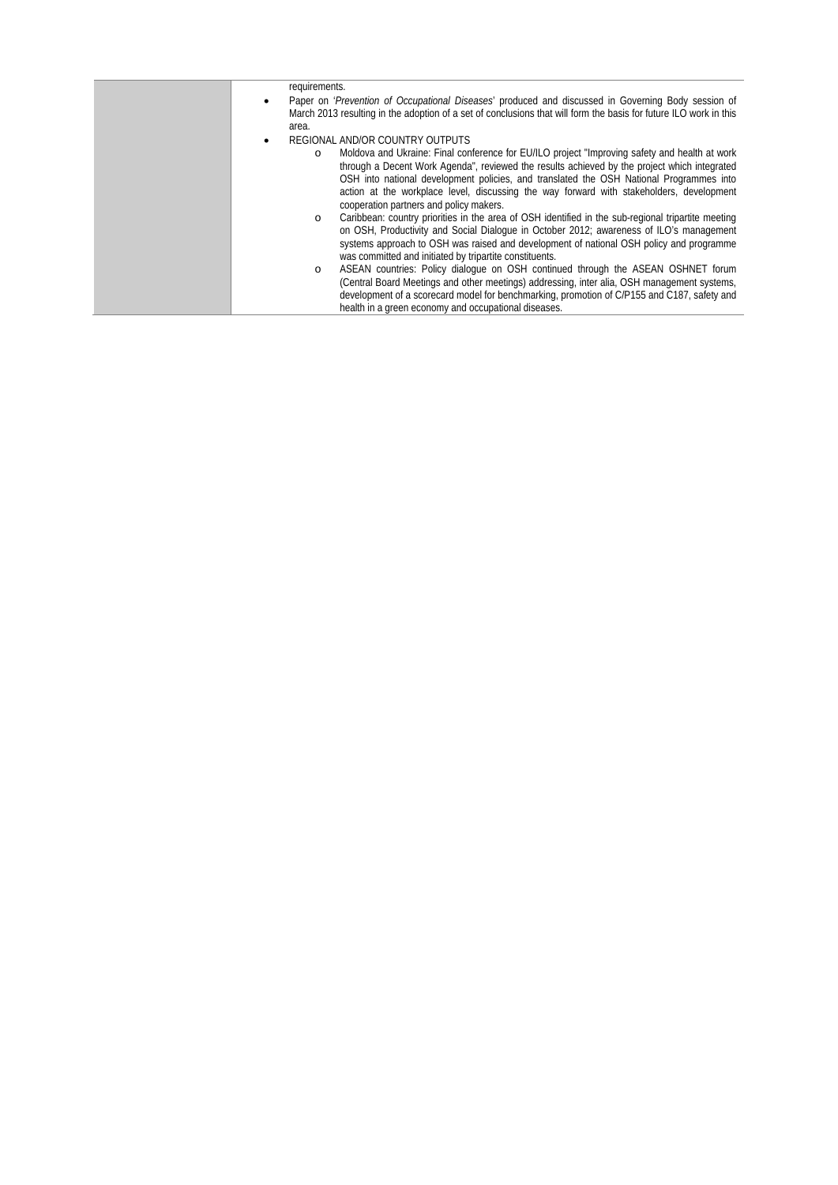| | |
|---|---|
| | requirements.<br>• Paper on '*Prevention of Occupational Diseases*' produced and discussed in Governing Body session of March 2013 resulting in the adoption of a set of conclusions that will form the basis for future ILO work in this area.<br>• REGIONAL AND/OR COUNTRY OUTPUTS<br>&nbsp;&nbsp;&nbsp;&nbsp;o Moldova and Ukraine: Final conference for EU/ILO project "Improving safety and health at work through a Decent Work Agenda", reviewed the results achieved by the project which integrated OSH into national development policies, and translated the OSH National Programmes into action at the workplace level, discussing the way forward with stakeholders, development cooperation partners and policy makers.<br>&nbsp;&nbsp;&nbsp;&nbsp;o Caribbean: country priorities in the area of OSH identified in the sub-regional tripartite meeting on OSH, Productivity and Social Dialogue in October 2012; awareness of ILO's management systems approach to OSH was raised and development of national OSH policy and programme was committed and initiated by tripartite constituents.<br>&nbsp;&nbsp;&nbsp;&nbsp;o ASEAN countries: Policy dialogue on OSH continued through the ASEAN OSHNET forum (Central Board Meetings and other meetings) addressing, inter alia, OSH management systems, development of a scorecard model for benchmarking, promotion of C/P155 and C187, safety and health in a green economy and occupational diseases. |